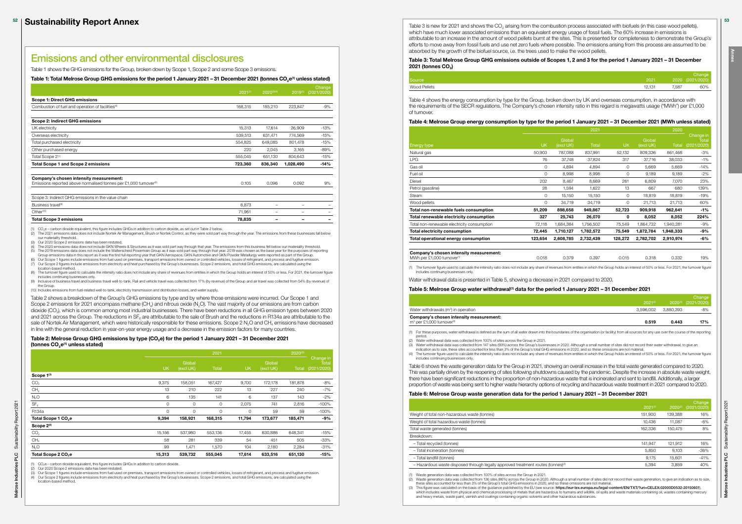# Sustainability Report Annex

## Emissions and other environmental disclosures

Table 1 shows the GHG emissions for the Group, broken down by Scope 1, Scope 2 and some Scope 3 emissions.

### Table 1: Total Melrose Group GHG emissions for the period 1 January 2021 – 31 December 2021 (tonnes $CO_2e$[1] unless stated)

| | 2021[2] | 2020[3][4] | 2019[5] | Change (2021/2020) |
|---|---|---|---|---|
| **Scope 1: Direct GHG emissions** | | | | |
| Combustion of fuel and operation of facilities[6] | 168,315 | 185,210 | 223,847 | -9% |
| **Scope 2: Indirect GHG emissions** | | | | |
| UK electricity | 15,313 | 17,614 | 26,909 | -13% |
| Overseas electricity | 539,513 | 631,471 | 774,569 | -15% |
| Total purchased electricity | 554,825 | 649,085 | 801,478 | -15% |
| Other purchased energy | 220 | 2,045 | 3,165 | -89% |
| Total Scope 2[7] | 555,045 | 651,130 | 804,643 | -15% |
| **Total Scope 1 and Scope 2 emissions** | **723,360** | **836,340** | **1,028,490** | **-14%** |
| **Company's chosen intensity measurement:** Emissions reported above normalised tonnes per £1,000 turnover[8] | 0.105 | 0.096 | 0.092 | 9% |
| Scope 3: Indirect GHG emissions in the value chain | | | | |
| Business travel[9] | 6,873 | – | – | – |
| Other[10] | 71,961 | – | – | – |
| **Total Scope 3 emissions** | **78,835** | **–** | **–** | **–** |

(1) $CO_2e$ – carbon dioxide equivalent, this figure includes GHGs in addition to carbon dioxide, as set out in Table 2 below.
(2) The 2021 emissions data does not include Nortek Air Management, Brush or Nortek Control, as they were sold part way through the year. The emissions from these businesses fall below our materiality threshold.
(3) Our 2020 Scope 2 emissions data has been restated.
(4) The 2020 emissions data does not include GKN Wheels & Structures as it was sold part way through that year. The emissions from this business fell below our materiality threshold.
(5) The 2019 emissions data does not include the Walterscheid Powertrain Group as it was sold part way through that year. 2019 was chosen as the base year for the purposes of reporting Group emissions data in this report as it was the first full reporting year that GKN Aerospace, GKN Automotive and GKN Powder Metallurgy were reported as part of the Group.
(6) Our Scope 1 figures include emissions from fuel used on premises, transport emissions from owned or controlled vehicles, losses of refrigerant, and process and fugitive emission.
(7) Our Scope 2 figures include emissions from electricity and heat purchased by the Group's businesses. Scope 2 emissions, and total GHG emissions, are calculated using the location-based method.
(8) The turnover figure used to calculate the intensity ratio does not include any share of revenues from entities in which the Group holds an interest of 50% or less. For 2021, the turnover figure includes continuing businesses only.
(9) Inclusive of business travel and business travel well-to-tank. Rail and vehicle travel was collected from 17% (by revenue) of the Group and air travel was collected from 54% (by revenue) of the Group.
(10) Includes emissions from fuel-related well-to-tank, electricity transmission and distribution losses, and water supply.

Table 2 shows a breakdown of the Group's GHG emissions by type and by where those emissions were incurred. Our Scope 1 and Scope 2 emissions for 2021 encompass methane ($CH_4$) and nitrous oxide ($N_2O$). The vast majority of our emissions are from carbon dioxide ($CO_2$), which is common among most industrial businesses. There have been reductions in all GHG emission types between 2020 and 2021 across the Group. The reductions in $SF_6$ are attributable to the sale of Brush and the reductions in R134a are attributable to the sale of Nortek Air Management, which were historically responsible for these emissions. Scope 2 $N_2O$ and $CH_4$ emissions have decreased in line with the general reduction in year-on-year energy usage and a decrease in the emission factors for many countries.

### Table 2: Melrose Group GHG emissions by type ($CO_2e$) for the period 1 January 2021 – 31 December 2021 (tonnes $CO_2e$[1] unless stated)

| | 2021 | | | 2020[2] | | | |
|---|---|---|---|---|---|---|---|
| | UK | Global (excl UK) | Total | UK | Global (excl UK) | Total | Change in Total (2021/2020) |
| **Scope 1[3]** | | | | | | | |
| $CO_2$ | 9,375 | 158,051 | 167,427 | 9,700 | 172,178 | 181,878 | -8% |
| $CH_4$ | 13 | 210 | 222 | 13 | 227 | 240 | -7% |
| $N_2O$ | 6 | 135 | 141 | 6 | 137 | 143 | -2% |
| $SF_6$ | 0 | 0 | 0 | 2,075 | 741 | 2,816 | -100% |
| R134a | 0 | 0 | 0 | 0 | 59 | 59 | -100% |
| **Total Scope 1 $CO_2e$** | **9,394** | **158,921** | **168,315** | **11,794** | **173,677** | **185,471** | **-9%** |
| **Scope 2[4]** | | | | | | | |
| $CO_2$ | 15,156 | 537,980 | 553,136 | 17,455 | 630,886 | 648,341 | -15% |
| $CH_4$ | 58 | 281 | 339 | 54 | 451 | 505 | -33% |
| $N_2O$ | 99 | 1,471 | 1,570 | 104 | 2,180 | 2,284 | -31% |
| **Total Scope 2 $CO_2e$** | **15,313** | **539,732** | **555,045** | **17,614** | **633,516** | **651,130** | **-15%** |

(1) $CO_2e$ – carbon dioxide equivalent, this figure includes GHGs in addition to carbon dioxide.
(2) Our 2020 Scope 2 emissions data has been restated.
(3) Our Scope 1 figures include emissions from fuel used on premises, transport emissions from owned or controlled vehicles, losses of refrigerant, and process and fugitive emission.
(4) Our Scope 2 figures include emissions from electricity and heat purchased by the Group's businesses. Scope 2 emissions, and total GHG emissions, are calculated using the location-based method.

Table 3 is new for 2021 and shows the $CO_2$ arising from the combustion process associated with biofuels (in this case wood pellets), which have much lower associated emissions than an equivalent energy usage of fossil fuels. The 60% increase in emissions is attributable to an increase in the amount of wood pellets burnt at the sites. This is presented for completeness to demonstrate the Group's efforts to move away from fossil fuels and use net zero fuels where possible. The emissions arising from this process are assumed to be absorbed by the growth of the biofuel source, i.e. the trees used to make the wood pellets.

### Table 3: Total Melrose Group GHG emissions outside of Scopes 1, 2 and 3 for the period 1 January 2021 – 31 December 2021 (tonnes $CO_2$)

| Source | 2021 | 2020 | Change (2021/2020) |
|---|---|---|---|
| Wood Pellets | 12,131 | 7,587 | 60% |

Table 4 shows the energy consumption by type for the Group, broken down by UK and overseas consumption, in accordance with the requirements of the SECR regulations. The Company's chosen intensity ratio in this regard is megawatts usage ("MWh") per £1,000 of turnover.

### Table 4: Melrose Group energy consumption by type for the period 1 January 2021 – 31 December 2021 (MWh unless stated)

| | 2021 | | | 2020 | | | |
|---|---|---|---|---|---|---|---|
| Energy type | UK | Global (excl UK) | Total | UK | Global (excl UK) | Total | Change in Total (2021/2020) |
| Natural gas | 50,903 | 787,088 | 837,991 | 52,132 | 809,336 | 861,468 | -3% |
| LPG | 76 | 37,748 | 37,824 | 317 | 37,716 | 38,033 | -1% |
| Gas oil | 0 | 4,894 | 4,894 | 0 | 5,669 | 5,669 | -14% |
| Fuel oil | 0 | 8,998 | 8,998 | 0 | 9,189 | 9,189 | -2% |
| Diesel | 202 | 8,467 | 8,669 | 261 | 6,809 | 7,070 | 23% |
| Petrol (gasoline) | 28 | 1,594 | 1,622 | 13 | 667 | 680 | 139% |
| Steam | 0 | 15,150 | 15,150 | 0 | 18,819 | 18,819 | -19% |
| Wood pellets | 0 | 34,719 | 34,719 | 0 | 21,713 | 21,713 | 60% |
| **Total non-renewable fuels consumption** | **51,209** | **898,658** | **949,867** | **52,723** | **909,918** | **962,641** | **-1%** |
| **Total renewable electricity consumption** | **327** | **25,743** | **26,070** | **0** | **8,052** | **8,052** | **224%** |
| Total non-renewable electricity consumption | 72,118 | 1,684,384 | 1,756,502 | 75,549 | 1,864,732 | 1,940,281 | -9% |
| **Total electricity consumption** | **72,445** | **1,710,127** | **1,782,572** | **75,549** | **1,872,784** | **1,948,333** | **-9%** |
| **Total operational energy consumption** | **123,654** | **2,608,785** | **2,732,439** | **128,272** | **2,782,702** | **2,910,974** | **-6%** |
| **Company's chosen intensity measurement:** MWh per £1,000 turnover[1] | 0.018 | 0.379 | 0.397 | 0.015 | 0.318 | 0.332 | 19% |

(1) The turnover figure used to calculate the intensity ratio does not include any share of revenues from entities in which the Group holds an interest of 50% or less. For 2021, the turnover figure includes continuing businesses only.

Water withdrawal data is presented in Table 5, showing a decrease in 2021 compared to 2020.

### Table 5: Melrose Group water withdrawal[1] data for the period 1 January 2021 – 31 December 2021

| | 2021[2] | 2020[3] | Change (2021/2020) |
|---|---|---|---|
| Water withdrawals ($m^3$) in operation | 3,596,002 | 3,880,393 | -8% |
| **Company's chosen intensity measurement:** $m^3$ per £1,000 turnover[4] | **0.519** | **0.443** | **17%** |

(1) For these purposes, water withdrawal is defined as the sum of all water drawn into the boundaries of the organisation (or facility) from all sources for any use over the course of the reporting period.
(2) Water withdrawal data was collected from 100% of sites across the Group in 2021.
(3) Water withdrawal data was collected from 147 sites (93%) across the Group's businesses in 2020. Although a small number of sites did not record their water withdrawal, to give an indication as to size, these sites accounted for less than 3% of the Group's total GHG emissions in 2020, and so these omissions are not material.
(4) The turnover figure used to calculate the intensity ratio does not include any share of revenues from entities in which the Group holds an interest of 50% or less. For 2021, the turnover figure includes continuing businesses only.

Table 6 shows the waste generation data for the Group in 2021, showing an overall increase in the total waste generated compared to 2020. This was partially driven by the reopening of sites following shutdowns caused by the pandemic. Despite the increase in absolute waste weight, there have been significant reductions in the proportion of non-hazardous waste that is incinerated and sent to landfill. Additionally, a larger proportion of waste was being sent to higher waste hierarchy options of recycling and hazardous waste treatment in 2021 compared to 2020.

### Table 6: Melrose Group waste generation data for the period 1 January 2021 – 31 December 2021

| | 2021[1] | 2020[2] | Change (2021/2020) |
|---|---|---|---|
| Weight of total non-hazardous waste (tonnes) | 151,900 | 139,388 | 9% |
| Weight of total hazardous waste (tonnes) | 10,436 | 11,087 | -6% |
| Total waste generated (tonnes) | 162,336 | 150,475 | 8% |
| Breakdown: | | | |
| – Total recycled (tonnes) | 141,947 | 121,912 | 16% |
| – Total incineration (tonnes) | 5,850 | 9,103 | -36% |
| – Total landfill (tonnes) | 9,175 | 15,601 | -41% |
| – Hazardous waste disposed through legally approved treatment routes (tonnes)[3] | 5,394 | 3,859 | 40% |

(1) Waste generation data was collected from 100% of sites across the Group in 2021.
(2) Waste generation data was collected from 136 sites (86%) across the Group in 2020. Although a small number of sites did not record their waste generation, to give an indication as to size, these sites accounted for less than 3% of the Group's total GHG emissions in 2020, and so these omissions are not material.
(3) This figure was calculated on the basis of the guidance published by the EU (see source: https://eur-lex.europa.eu/legal-content/EN/TXT/?uri=CELEX:02000D0532-20150601), which includes waste from physical and chemical processing of metals that are hazardous to humans and wildlife, oil spills and waste materials containing oil, wastes containing mercury and heavy metals, waste paint, varnish and coatings containing organic solvents and other hazardous substances.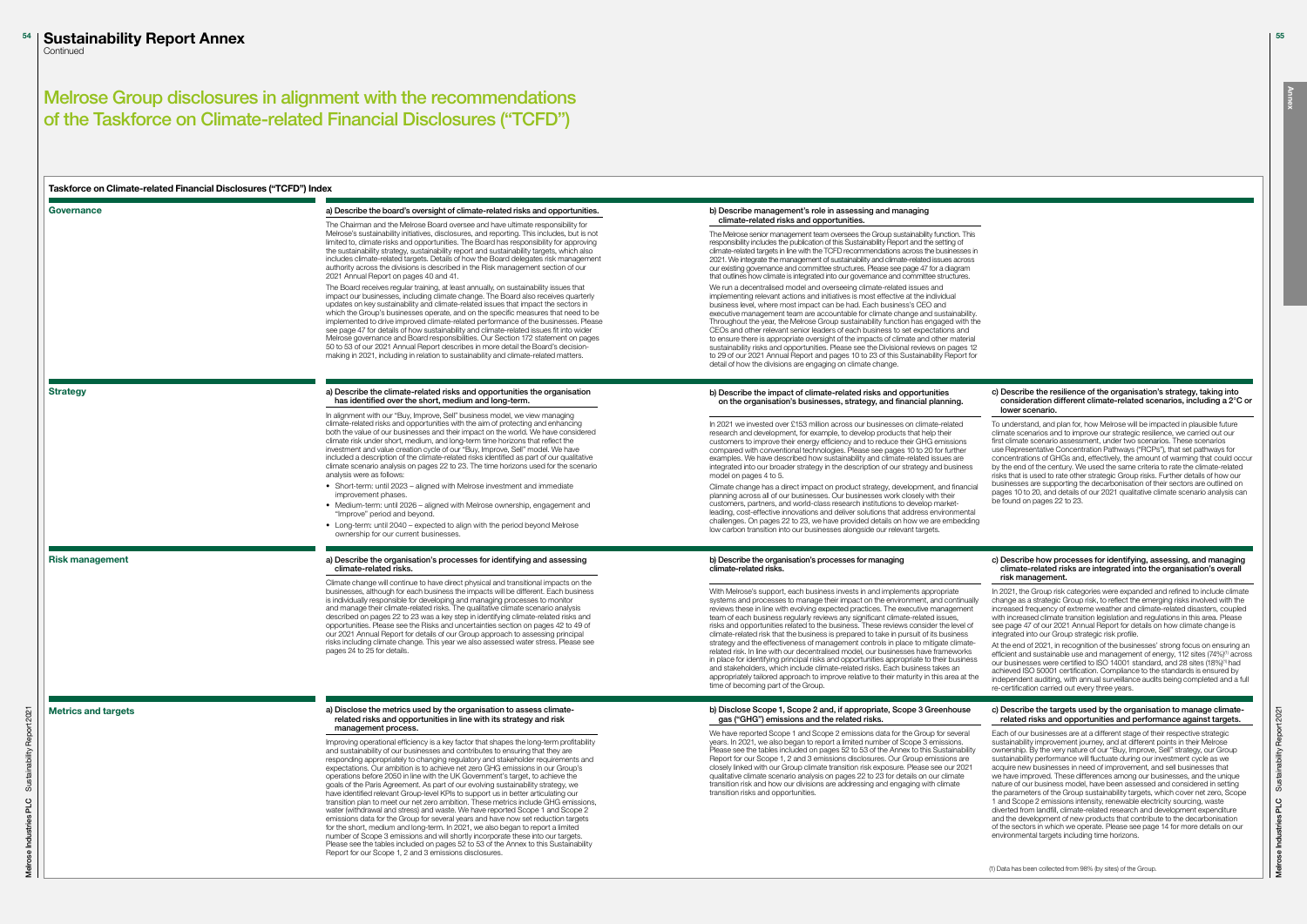# Sustainability Report Annex

Continued

## Melrose Group disclosures in alignment with the recommendations of the Taskforce on Climate-related Financial Disclosures ("TCFD")

### Taskforce on Climate-related Financial Disclosures ("TCFD") Index

### Governance

#### a) Describe the board's oversight of climate-related risks and opportunities.

The Chairman and the Melrose Board oversee and have ultimate responsibility for Melrose's sustainability initiatives, disclosures, and reporting. This includes, but is not limited to, climate risks and opportunities. The Board has responsibility for approving the sustainability strategy, sustainability report and sustainability targets, which also includes climate-related targets. Details of how the Board delegates risk management authority across the divisions is described in the Risk management section of our 2021 Annual Report on pages 40 and 41.

The Board receives regular training, at least annually, on sustainability issues that impact our businesses, including climate change. The Board also receives quarterly updates on key sustainability and climate-related issues that impact the sectors in which the Group's businesses operate, and on the specific measures that need to be implemented to drive improved climate-related performance of the businesses. Please see page 47 for details of how sustainability and climate-related issues fit into wider Melrose governance and Board responsibilities. Our Section 172 statement on pages 50 to 53 of our 2021 Annual Report describes in more detail the Board's decision-making in 2021, including in relation to sustainability and climate-related matters.

#### b) Describe management's role in assessing and managing climate-related risks and opportunities.

The Melrose senior management team oversees the Group sustainability function. This responsibility includes the publication of this Sustainability Report and the setting of climate-related targets in line with the TCFD recommendations across the businesses in 2021. We integrate the management of sustainability and climate-related issues across our existing governance and committee structures. Please see page 47 for a diagram that outlines how climate is integrated into our governance and committee structures.

We run a decentralised model and overseeing climate-related issues and implementing relevant actions and initiatives is most effective at the individual business level, where most impact can be had. Each business's CEO and executive management team are accountable for climate change and sustainability. Throughout the year, the Melrose Group sustainability function has engaged with the CEOs and other relevant senior leaders of each business to set expectations and to ensure there is appropriate oversight of the impacts of climate and other material sustainability risks and opportunities. Please see the Divisional reviews on pages 12 to 29 of our 2021 Annual Report and pages 10 to 23 of this Sustainability Report for detail of how the divisions are engaging on climate change.

### Strategy

#### a) Describe the climate-related risks and opportunities the organisation has identified over the short, medium and long-term.

In alignment with our "Buy, Improve, Sell" business model, we view managing climate-related risks and opportunities with the aim of protecting and enhancing both the value of our businesses and their impact on the world. We have considered climate risk under short, medium, and long-term time horizons that reflect the investment and value creation cycle of our "Buy, Improve, Sell" model. We have included a description of the climate-related risks identified as part of our qualitative climate scenario analysis on pages 22 to 23. The time horizons used for the scenario analysis are as follows:

- Short-term: until 2023 – aligned with Melrose investment and immediate improvement phases.
- Medium-term: until 2026 – aligned with Melrose ownership, engagement and "Improve" period and beyond.
- Long-term: until 2040 – expected to align with the period beyond Melrose ownership for our current businesses.

#### b) Describe the impact of climate-related risks and opportunities on the organisation's businesses, strategy, and financial planning.

In 2021 we invested over £153 million across our businesses on climate-related research and development, for example, to develop products that help their customers to improve their energy efficiency and to reduce their GHG emissions compared with conventional technologies. Please see pages 10 to 20 for further examples. We have described how sustainability and climate-related issues are integrated into our broader strategy in the description of our strategy and business model on pages 4 to 5.

Climate change has a direct impact on product strategy, development, and financial planning across all of our businesses. Our businesses work closely with their customers, partners, and world-class research institutions to develop market-leading, cost-effective innovations and deliver solutions that address environmental challenges. On pages 22 to 23, we have provided details on how we are embedding low carbon transition into our businesses alongside our relevant targets.

#### c) Describe the resilience of the organisation's strategy, taking into consideration different climate-related scenarios, including a 2°C or lower scenario.

To understand, and plan for, how Melrose will be impacted in plausible future climate scenarios and to improve our strategic resilience, we carried out our first climate scenario assessment, under two scenarios. These scenarios use Representative Concentration Pathways ("RCPs"), that set pathways for concentrations of GHGs and, effectively, the amount of warming that could occur by the end of the century. We used the same criteria to rate the climate-related risks that is used to rate other strategic Group risks. Further details of how our businesses are supporting the decarbonisation of their sectors are outlined on pages 10 to 20, and details of our 2021 qualitative climate scenario analysis can be found on pages 22 to 23.

### Risk management

#### a) Describe the organisation's processes for identifying and assessing climate-related risks.

Climate change will continue to have direct physical and transitional impacts on the businesses, although for each business the impacts will be different. Each business is individually responsible for developing and managing processes to monitor and manage their climate-related risks. The qualitative climate scenario analysis described on pages 22 to 23 was a key step in identifying climate-related risks and opportunities. Please see the Risks and uncertainties section on pages 42 to 49 of our 2021 Annual Report for details of our Group approach to assessing principal risks including climate change. This year we also assessed water stress. Please see pages 24 to 25 for details.

#### b) Describe the organisation's processes for managing climate-related risks.

With Melrose's support, each business invests in and implements appropriate systems and processes to manage their impact on the environment, and continually reviews these in line with evolving expected practices. The executive management team of each business regularly reviews any significant climate-related issues, risks and opportunities related to the business. These reviews consider the level of climate-related risk that the business is prepared to take in pursuit of its business strategy and the effectiveness of management controls in place to mitigate climate-related risk. In line with our decentralised model, our businesses have frameworks in place for identifying principal risks and opportunities appropriate to their business and stakeholders, which include climate-related risks. Each business takes an appropriately tailored approach to improve relative to their maturity in this area at the time of becoming part of the Group.

#### c) Describe how processes for identifying, assessing, and managing climate-related risks are integrated into the organisation's overall risk management.

In 2021, the Group risk categories were expanded and refined to include climate change as a strategic Group risk, to reflect the emerging risks involved with the increased frequency of extreme weather and climate-related disasters, coupled with increased climate transition legislation and regulations in this area. Please see page 47 of our 2021 Annual Report for details on how climate change is integrated into our Group strategic risk profile.

At the end of 2021, in recognition of the businesses' strong focus on ensuring an efficient and sustainable use and management of energy, 112 sites (74%)[1] across our businesses were certified to ISO 14001 standard, and 28 sites (18%)[1] had achieved ISO 50001 certification. Compliance to the standards is ensured by independent auditing, with annual surveillance audits being completed and a full re-certification carried out every three years.

### Metrics and targets

#### a) Disclose the metrics used by the organisation to assess climate-related risks and opportunities in line with its strategy and risk management process.

Improving operational efficiency is a key factor that shapes the long-term profitability and sustainability of our businesses and contributes to ensuring that they are responding appropriately to changing regulatory and stakeholder requirements and expectations. Our ambition is to achieve net zero GHG emissions in our Group's operations before 2050 in line with the UK Government's target, to achieve the goals of the Paris Agreement. As part of our evolving sustainability strategy, we have identified relevant Group-level KPIs to support us in better articulating our transition plan to meet our net zero ambition. These metrics include GHG emissions, water (withdrawal and stress) and waste. We have reported Scope 1 and Scope 2 emissions data for the Group for several years and have now set reduction targets for the short, medium and long-term. In 2021, we also began to report a limited number of Scope 3 emissions and will shortly incorporate these into our targets. Please see the tables included on pages 52 to 53 of the Annex to this Sustainability Report for our Scope 1, 2 and 3 emissions disclosures.

#### b) Disclose Scope 1, Scope 2 and, if appropriate, Scope 3 Greenhouse gas ("GHG") emissions and the related risks.

We have reported Scope 1 and Scope 2 emissions data for the Group for several years. In 2021, we also began to report a limited number of Scope 3 emissions. Please see the tables included on pages 52 to 53 of the Annex to this Sustainability Report for our Scope 1, 2 and 3 emissions disclosures. Our Group emissions are closely linked with our Group climate transition risk exposure. Please see our 2021 qualitative climate scenario analysis on pages 22 to 23 for details on our climate transition risk and how our divisions are addressing and engaging with climate transition risks and opportunities.

#### c) Describe the targets used by the organisation to manage climate-related risks and opportunities and performance against targets.

Each of our businesses are at a different stage of their respective strategic sustainability improvement journey, and at different points in their Melrose ownership. By the very nature of our "Buy, Improve, Sell" strategy, our Group sustainability performance will fluctuate during our investment cycle as we acquire new businesses in need of improvement, and sell businesses that we have improved. These differences among our businesses, and the unique nature of our business model, have been assessed and considered in setting the parameters of the Group sustainability targets, which cover net zero, Scope 1 and Scope 2 emissions intensity, renewable electricity sourcing, waste diverted from landfill, climate-related research and development expenditure and the development of new products that contribute to the decarbonisation of the sectors in which we operate. Please see page 14 for more details on our environmental targets including time horizons.

(1) Data has been collected from 98% (by sites) of the Group.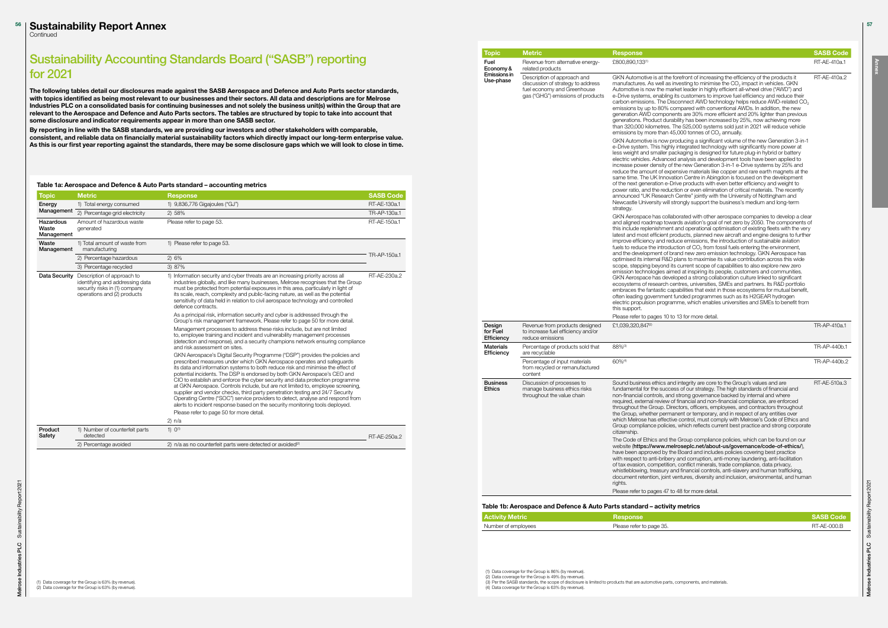# Sustainability Report Annex

Continued

## Sustainability Accounting Standards Board ("SASB") reporting for 2021

**The following tables detail our disclosures made against the SASB Aerospace and Defence and Auto Parts sector standards, with topics identified as being most relevant to our businesses and their sectors. All data and descriptions are for Melrose Industries PLC on a consolidated basis for continuing businesses and not solely the business unit(s) within the Group that are relevant to the Aerospace and Defence and Auto Parts sectors. The tables are structured by topic to take into account that some disclosure and indicator requirements appear in more than one SASB sector.**

**By reporting in line with the SASB standards, we are providing our investors and other stakeholders with comparable, consistent, and reliable data on financially material sustainability factors which directly impact our long-term enterprise value. As this is our first year reporting against the standards, there may be some disclosure gaps which we will look to close in time.**

### Table 1a: Aerospace and Defence & Auto Parts standard – accounting metrics

| Topic | Metric | Response | SASB Code |
|---|---|---|---|
| Energy Management | 1) Total energy consumed | 1) 9,836,776 Gigajoules ("GJ") | RT-AE-130a.1 |
| | 2) Percentage grid electricity | 2) 58% | TR-AP-130a.1 |
| Hazardous Waste Management | Amount of hazardous waste generated | Please refer to page 53. | RT-AE-150a.1 |
| Waste Management | 1) Total amount of waste from manufacturing | 1) Please refer to page 53. | TR-AP-150a.1 |
| | 2) Percentage hazardous | 2) 6% | |
| | 3) Percentage recycled | 3) 87% | |
| Data Security | Description of approach to identifying and addressing data security risks in (1) company operations and (2) products | 1) Information security and cyber threats are an increasing priority across all industries globally, and like many businesses, Melrose recognises that the Group must be protected from potential exposures in this area, particularly in light of its scale, reach, complexity and public-facing nature, as well as the potential sensitivity of data held in relation to civil aerospace technology and controlled defence contracts.<br><br>As a principal risk, information security and cyber is addressed through the Group's risk management framework. Please refer to page 50 for more detail.<br><br>Management processes to address these risks include, but are not limited to, employee training and incident and vulnerability management processes (detection and response), and a security champions network ensuring compliance and risk assessment on sites.<br><br>GKN Aerospace's Digital Security Programme ("DSP") provides the policies and prescribed measures under which GKN Aerospace operates and safeguards its data and information systems to both reduce risk and minimise the effect of potential incidents. The DSP is endorsed by both GKN Aerospace's CEO and CIO to establish and enforce the cyber security and data protection programme at GKN Aerospace. Controls include, but are not limited to, employee screening, supplier and vendor checks, third party penetration testing and 24/7 Security Operating Centre ("SOC") service providers to detect, analyse and respond from alerts to incident response based on the security monitoring tools deployed.<br><br>Please refer to page 50 for more detail.<br><br>2) n/a | RT-AE-230a.2 |
| Product Safety | 1) Number of counterfeit parts detected | 1) 0[1] | RT-AE-250a.2 |
| | 2) Percentage avoided | 2) n/a as no counterfeit parts were detected or avoided[2] | |

(1) Data coverage for the Group is 63% (by revenue).
(2) Data coverage for the Group is 63% (by revenue).

| Topic | Metric | Response | SASB Code |
|---|---|---|---|
| Fuel Economy & Emissions in Use-phase | Revenue from alternative energy-related products | £800,890,133[1] | RT-AE-410a.1 |
| | Description of approach and discussion of strategy to address fuel economy and Greenhouse gas ("GHG") emissions of products | GKN Automotive is at the forefront of increasing the efficiency of the products it manufactures. As well as investing to minimise the $CO_2$ impact in vehicles. GKN Automotive is now the market leader in highly efficient all-wheel drive ("AWD") and e-Drive systems, enabling its customers to improve fuel efficiency and reduce their carbon emissions. The Disconnect AWD technology helps reduce AWD-related $CO_2$ emissions by up to 80% compared with conventional AWDs. In addition, the new generation AWD components are 30% more efficient and 20% lighter than previous generations. Product durability has been increased by 25%, now achieving more than 320,000 kilometres. The 525,000 systems sold just in 2021 will reduce vehicle emissions by more than 45,000 tonnes of $CO_2$ annually.<br><br>GKN Automotive is now producing a significant volume of the new Generation 3-in-1 e-Drive system. This highly integrated technology with significantly more power at less weight and smaller packaging is designed for future plug-in hybrid or battery electric vehicles. Advanced analysis and development tools have been applied to increase power density of the new Generation 3-in-1 e-Drive systems by 25% and reduce the amount of expensive materials like copper and rare earth magnets at the same time. The UK Innovation Centre in Abingdon is focused on the development of the next generation e-Drive products with even better efficiency and weight to power ratio, and the reduction or even elimination of critical materials. The recently announced "UK Research Centre" jointly with the University of Nottingham and Newcastle University will strongly support the business's medium and long-term strategy.<br><br>GKN Aerospace has collaborated with other aerospace companies to develop a clear and aligned roadmap towards aviation's goal of net zero by 2050. The components of this include replenishment and operational optimisation of existing fleets with the very latest and most efficient products, planned new aircraft and engine designs to further improve efficiency and reduce emissions, the introduction of sustainable aviation fuels to reduce the introduction of $CO_2$ from fossil fuels entering the environment, and the development of brand new zero emission technology. GKN Aerospace has optimised its internal R&D plans to maximise its value contribution across this wide scope, stepping beyond its current scope of capabilities to also explore new zero emission technologies aimed at inspiring its people, customers and communities. GKN Aerospace has developed a strong collaboration culture linked to significant ecosystems of research centres, universities, SMEs and partners. Its R&D portfolio embraces the fantastic capabilities that exist in those ecosystems for mutual benefit, often leading government funded programmes such as its H2GEAR hydrogen electric propulsion programme, which enables universities and SMEs to benefit from this support.<br><br>Please refer to pages 10 to 13 for more detail. | RT-AE-410a.2 |
| Design for Fuel Efficiency | Revenue from products designed to increase fuel efficiency and/or reduce emissions | £1,039,320,847[2] | TR-AP-410a.1 |
| Materials Efficiency | Percentage of products sold that are recyclable | 88%[3] | TR-AP-440b.1 |
| | Percentage of input materials from recycled or remanufactured content | 60%[4] | TR-AP-440b.2 |
| Business Ethics | Discussion of processes to manage business ethics risks throughout the value chain | Sound business ethics and integrity are core to the Group's values and are fundamental for the success of our strategy. The high standards of financial and non-financial controls, and strong governance backed by internal and where required, external review of financial and non-financial compliance, are enforced throughout the Group. Directors, officers, employees, and contractors throughout the Group, whether permanent or temporary, and in respect of any entities over which Melrose has effective control, must comply with Melrose's Code of Ethics and Group compliance policies, which reflects current best practice and strong corporate citizenship.<br><br>The Code of Ethics and the Group compliance policies, which can be found on our website (**https://www.melroseplc.net/about-us/governance/code-of-ethics/**), have been approved by the Board and includes policies covering best practice with respect to anti-bribery and corruption, anti-money laundering, anti-facilitation of tax evasion, competition, conflict minerals, trade compliance, data privacy, whistleblowing, treasury and financial controls, anti-slavery and human trafficking, document retention, joint ventures, diversity and inclusion, environmental, and human rights.<br><br>Please refer to pages 47 to 48 for more detail. | RT-AE-510a.3 |

### Table 1b: Aerospace and Defence & Auto Parts standard – activity metrics

| Activity Metric | Response | SASB Code |
|---|---|---|
| Number of employees | Please refer to page 35. | RT-AE-000.B |

(1) Data coverage for the Group is 86% (by revenue).
(2) Data coverage for the Group is 49% (by revenue).
(3) Per the SASB standards, the scope of disclosure is limited to products that are automotive parts, components, and materials.
(4) Data coverage for the Group is 63% (by revenue).